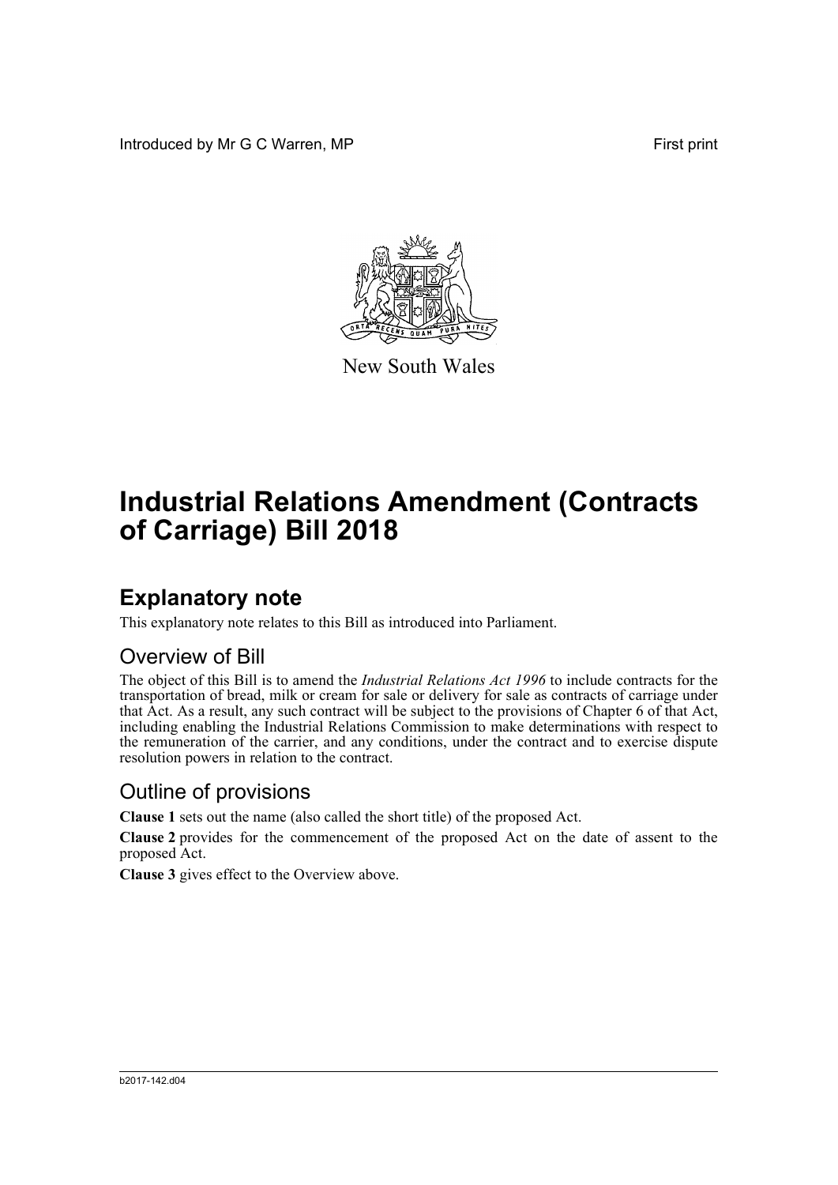Introduced by Mr G C Warren, MP

First print

New South Wales

# Industrial Relations Amendment (Contracts of Carriage) Bill 2018

## Explanatory note

This explanatory note relates to this Bill as introduced into Parliament.

### Overview of Bill

The object of this Bill is to amend the *Industrial Relations Act 1996* to include contracts for the transportation of bread, milk or cream for sale or delivery for sale as contracts of carriage under that Act. As a result, any such contract will be subject to the provisions of Chapter 6 of that Act, including enabling the Industrial Relations Commission to make determinations with respect to the remuneration of the carrier, and any conditions, under the contract and to exercise dispute resolution powers in relation to the contract.

### Outline of provisions

**Clause 1** sets out the name (also called the short title) of the proposed Act.

**Clause 2** provides for the commencement of the proposed Act on the date of assent to the proposed Act.

**Clause 3** gives effect to the Overview above.

b2017-142.d04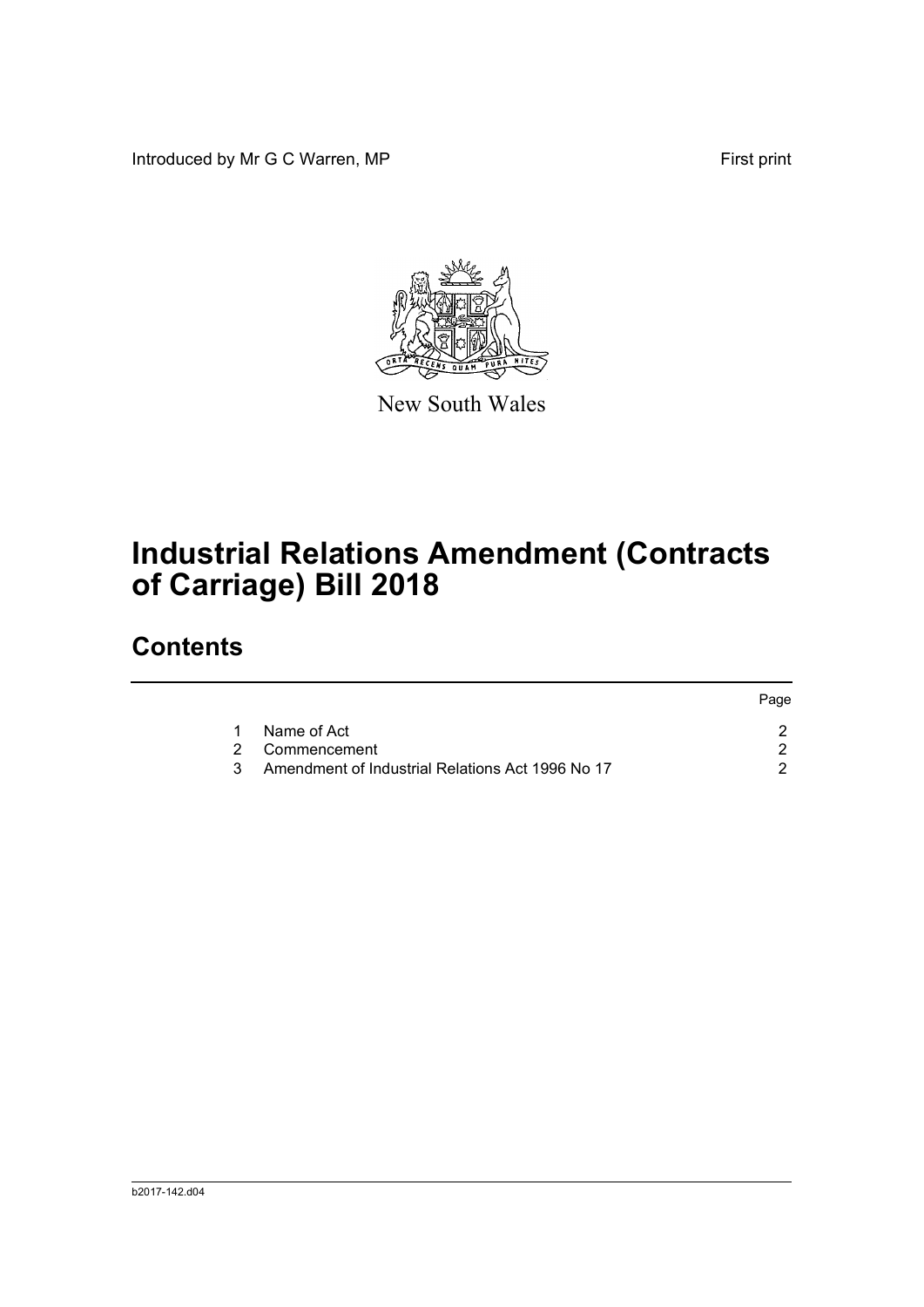Introduced by Mr G C Warren, MP

First print

New South Wales

# Industrial Relations Amendment (Contracts of Carriage) Bill 2018

## Contents

| | | Page |
|---|---|---|
| 1 | Name of Act | 2 |
| 2 | Commencement | 2 |
| 3 | Amendment of Industrial Relations Act 1996 No 17 | 2 |

b2017-142.d04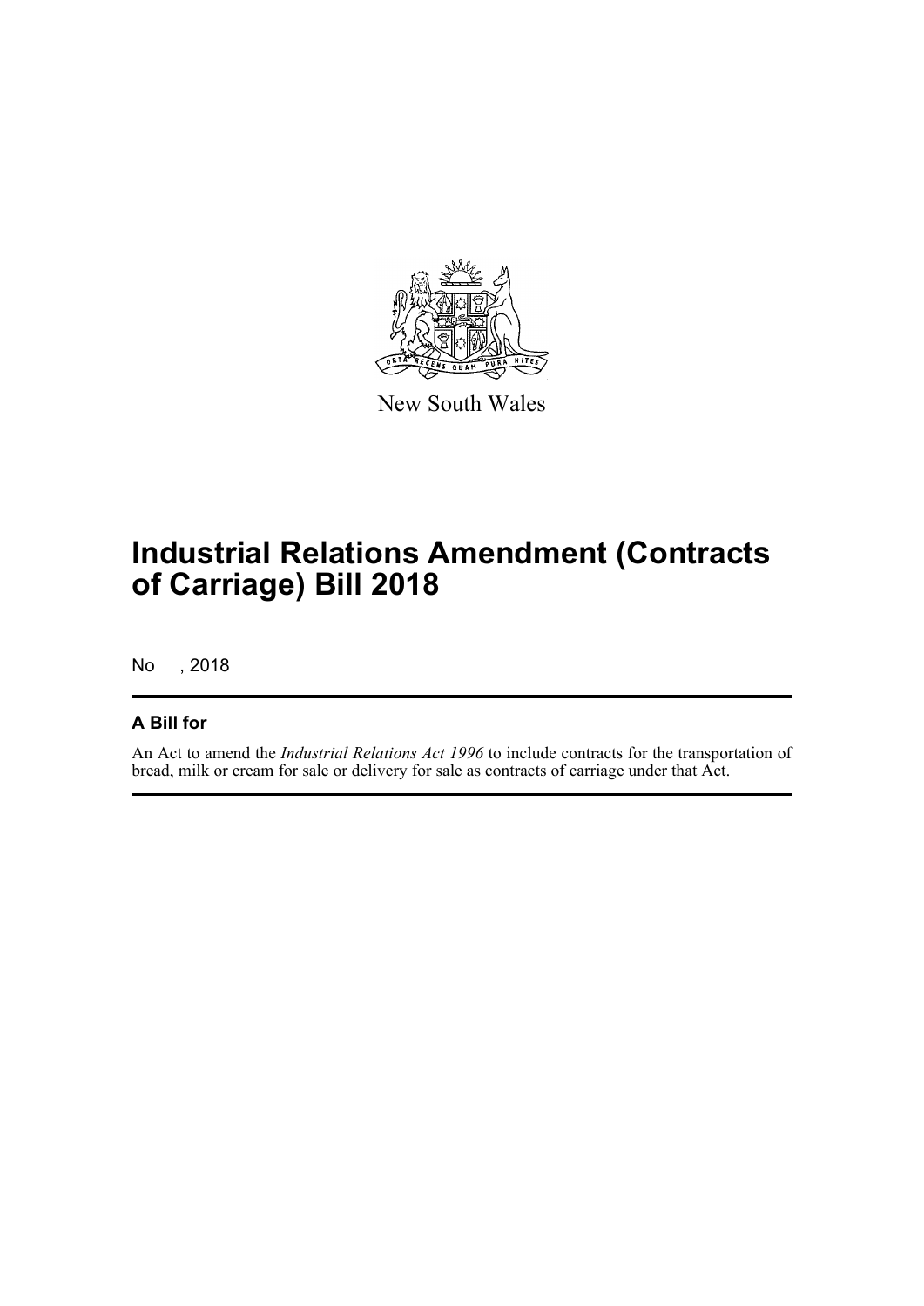New South Wales

# Industrial Relations Amendment (Contracts of Carriage) Bill 2018

No , 2018

## A Bill for

An Act to amend the *Industrial Relations Act 1996* to include contracts for the transportation of bread, milk or cream for sale or delivery for sale as contracts of carriage under that Act.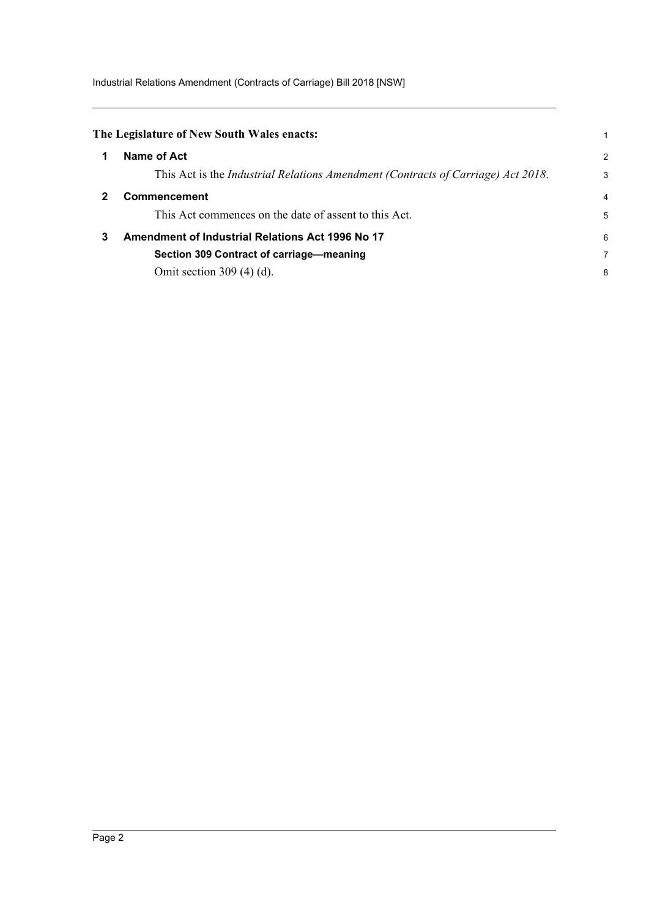**The Legislature of New South Wales enacts:**

**1 Name of Act**

This Act is the *Industrial Relations Amendment (Contracts of Carriage) Act 2018*.

**2 Commencement**

This Act commences on the date of assent to this Act.

**3 Amendment of Industrial Relations Act 1996 No 17**

**Section 309 Contract of carriage—meaning**

Omit section 309 (4) (d).